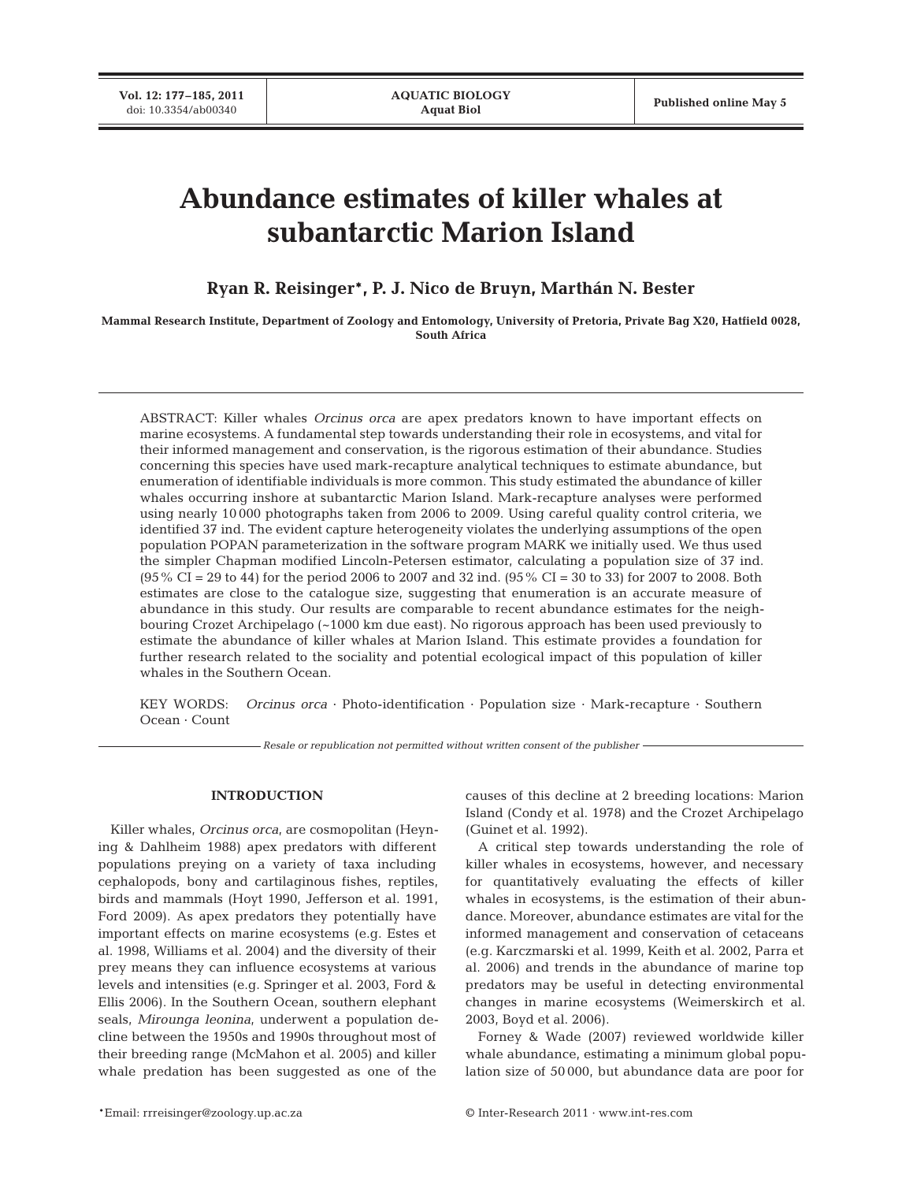# Abundance estimates of killer whales at subantarctic Marion Island

**Ryan R. Reisinger*, P. J. Nico de Bruyn, Marthán N. Bester**

**Mammal Research Institute, Department of Zoology and Entomology, University of Pretoria, Private Bag X20, Hatfield 0028, South Africa**

ABSTRACT: Killer whales *Orcinus orca* are apex predators known to have important effects on marine ecosystems. A fundamental step towards understanding their role in ecosystems, and vital for their informed management and conservation, is the rigorous estimation of their abundance. Studies concerning this species have used mark-recapture analytical techniques to estimate abundance, but enumeration of identifiable individuals is more common. This study estimated the abundance of killer whales occurring inshore at subantarctic Marion Island. Mark-recapture analyses were performed using nearly 10 000 photographs taken from 2006 to 2009. Using careful quality control criteria, we identified 37 ind. The evident capture heterogeneity violates the underlying assumptions of the open population POPAN parameterization in the software program MARK we initially used. We thus used the simpler Chapman modified Lincoln-Petersen estimator, calculating a population size of 37 ind. (95% CI = 29 to 44) for the period 2006 to 2007 and 32 ind. (95% CI = 30 to 33) for 2007 to 2008. Both estimates are close to the catalogue size, suggesting that enumeration is an accurate measure of abundance in this study. Our results are comparable to recent abundance estimates for the neighbouring Crozet Archipelago (~1000 km due east). No rigorous approach has been used previously to estimate the abundance of killer whales at Marion Island. This estimate provides a foundation for further research related to the sociality and potential ecological impact of this population of killer whales in the Southern Ocean.

KEY WORDS: *Orcinus orca* · Photo-identification · Population size · Mark-recapture · Southern Ocean · Count

*Resale or republication not permitted without written consent of the publisher*

## INTRODUCTION

Killer whales, *Orcinus orca*, are cosmopolitan (Heyning & Dahlheim 1988) apex predators with different populations preying on a variety of taxa including cephalopods, bony and cartilaginous fishes, reptiles, birds and mammals (Hoyt 1990, Jefferson et al. 1991, Ford 2009). As apex predators they potentially have important effects on marine ecosystems (e.g. Estes et al. 1998, Williams et al. 2004) and the diversity of their prey means they can influence ecosystems at various levels and intensities (e.g. Springer et al. 2003, Ford & Ellis 2006). In the Southern Ocean, southern elephant seals, *Mirounga leonina*, underwent a population decline between the 1950s and 1990s throughout most of their breeding range (McMahon et al. 2005) and killer whale predation has been suggested as one of the causes of this decline at 2 breeding locations: Marion Island (Condy et al. 1978) and the Crozet Archipelago (Guinet et al. 1992).

A critical step towards understanding the role of killer whales in ecosystems, however, and necessary for quantitatively evaluating the effects of killer whales in ecosystems, is the estimation of their abundance. Moreover, abundance estimates are vital for the informed management and conservation of cetaceans (e.g. Karczmarski et al. 1999, Keith et al. 2002, Parra et al. 2006) and trends in the abundance of marine top predators may be useful in detecting environmental changes in marine ecosystems (Weimerskirch et al. 2003, Boyd et al. 2006).

Forney & Wade (2007) reviewed worldwide killer whale abundance, estimating a minimum global population size of 50 000, but abundance data are poor for

*Email: rrreisinger@zoology.up.ac.za

© Inter-Research 2011 · www.int-res.com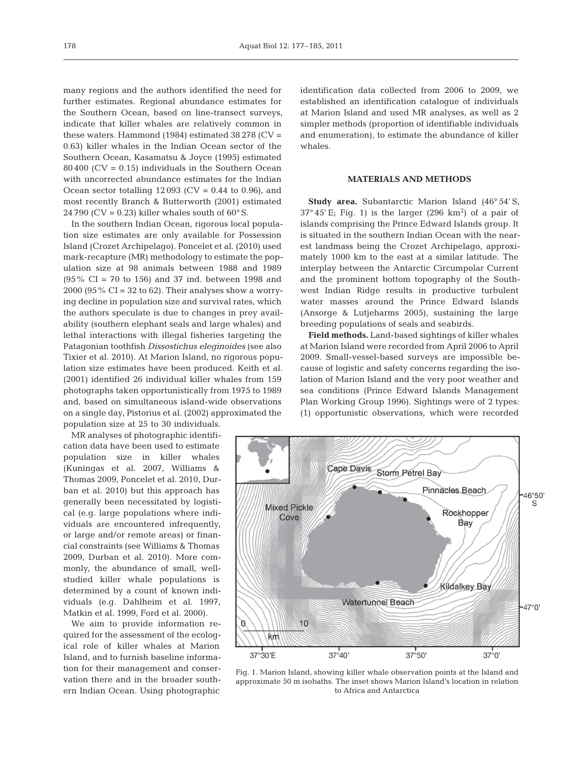many regions and the authors identified the need for further estimates. Regional abundance estimates for the Southern Ocean, based on line-transect surveys, indicate that killer whales are relatively common in these waters. Hammond (1984) estimated 38 278 (CV = 0.63) killer whales in the Indian Ocean sector of the Southern Ocean, Kasamatsu & Joyce (1995) estimated 80 400 (CV = 0.15) individuals in the Southern Ocean with uncorrected abundance estimates for the Indian Ocean sector totalling 12 093 (CV = 0.44 to 0.96), and most recently Branch & Butterworth (2001) estimated 24 790 (CV = 0.23) killer whales south of 60° S.

In the southern Indian Ocean, rigorous local population size estimates are only available for Possession Island (Crozet Archipelago). Poncelet et al. (2010) used mark-recapture (MR) methodology to estimate the population size at 98 animals between 1988 and 1989 (95% CI = 70 to 156) and 37 ind. between 1998 and 2000 (95% CI = 32 to 62). Their analyses show a worrying decline in population size and survival rates, which the authors speculate is due to changes in prey availability (southern elephant seals and large whales) and lethal interactions with illegal fisheries targeting the Patagonian toothfish *Dissostichus eleginoides* (see also Tixier et al. 2010). At Marion Island, no rigorous population size estimates have been produced. Keith et al. (2001) identified 26 individual killer whales from 159 photographs taken opportunistically from 1975 to 1989 and, based on simultaneous island-wide observations on a single day, Pistorius et al. (2002) approximated the population size at 25 to 30 individuals.

MR analyses of photographic identification data have been used to estimate population size in killer whales (Kuningas et al. 2007, Williams & Thomas 2009, Poncelet et al. 2010, Durban et al. 2010) but this approach has generally been necessitated by logistical (e.g. large populations where individuals are encountered infrequently, or large and/or remote areas) or financial constraints (see Williams & Thomas 2009, Durban et al. 2010). More commonly, the abundance of small, well-studied killer whale populations is determined by a count of known individuals (e.g. Dahlheim et al. 1997, Matkin et al. 1999, Ford et al. 2000).

We aim to provide information required for the assessment of the ecological role of killer whales at Marion Island, and to furnish baseline information for their management and conservation there and in the broader southern Indian Ocean. Using photographic identification data collected from 2006 to 2009, we established an identification catalogue of individuals at Marion Island and used MR analyses, as well as 2 simpler methods (proportion of identifiable individuals and enumeration), to estimate the abundance of killer whales.

## MATERIALS AND METHODS

**Study area.** Subantarctic Marion Island (46° 54′ S, 37° 45′ E; Fig. 1) is the larger (296 km$^2$) of a pair of islands comprising the Prince Edward Islands group. It is situated in the southern Indian Ocean with the nearest landmass being the Crozet Archipelago, approximately 1000 km to the east at a similar latitude. The interplay between the Antarctic Circumpolar Current and the prominent bottom topography of the Southwest Indian Ridge results in productive turbulent water masses around the Prince Edward Islands (Ansorge & Lutjeharms 2005), sustaining the large breeding populations of seals and seabirds.

**Field methods.** Land-based sightings of killer whales at Marion Island were recorded from April 2006 to April 2009. Small-vessel-based surveys are impossible because of logistic and safety concerns regarding the isolation of Marion Island and the very poor weather and sea conditions (Prince Edward Islands Management Plan Working Group 1996). Sightings were of 2 types: (1) opportunistic observations, which were recorded

Fig. 1. Marion Island, showing killer whale observation points at the Island and approximate 50 m isobaths. The inset shows Marion Island's location in relation to Africa and Antarctica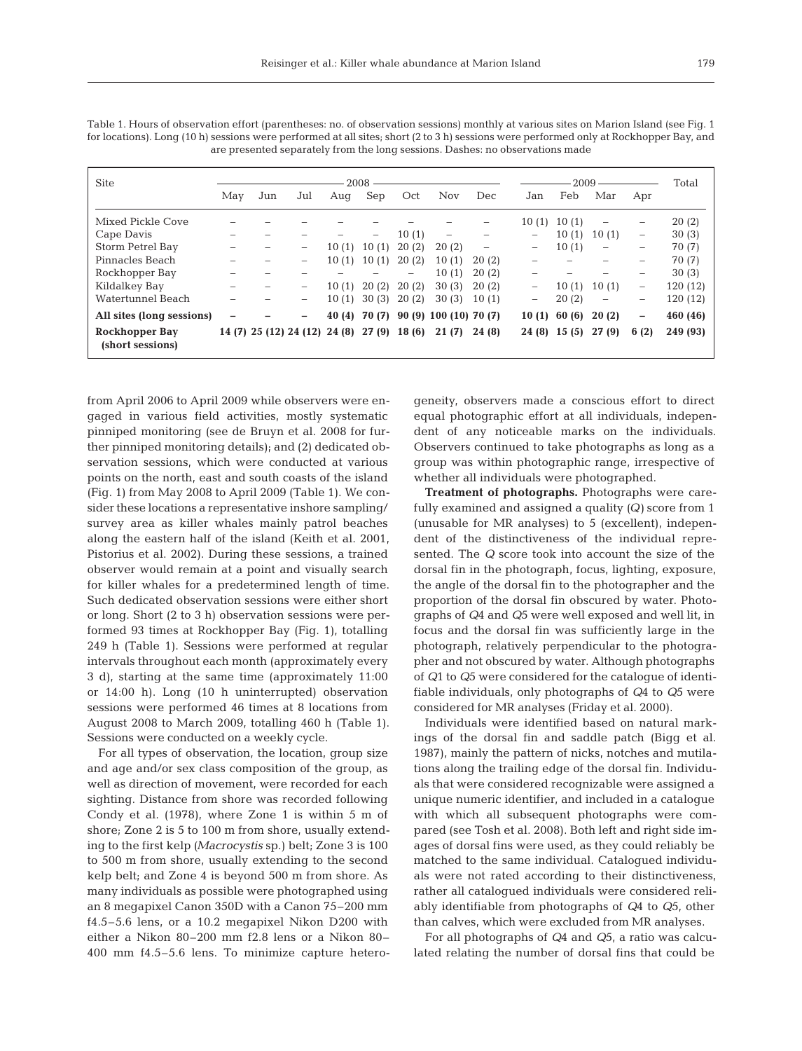Table 1. Hours of observation effort (parentheses: no. of observation sessions) monthly at various sites on Marion Island (see Fig. 1 for locations). Long (10 h) sessions were performed at all sites; short (2 to 3 h) sessions were performed only at Rockhopper Bay, and are presented separately from the long sessions. Dashes: no observations made

| Site | 2008 | | | | | | | | 2009 | | | | Total |
|---|---|---|---|---|---|---|---|---|---|---|---|---|---|
| | May | Jun | Jul | Aug | Sep | Oct | Nov | Dec | Jan | Feb | Mar | Apr | |
| Mixed Pickle Cove | – | – | – | – | – | – | – | – | 10 (1) | 10 (1) | – | – | 20 (2) |
| Cape Davis | – | – | – | – | – | 10 (1) | – | – | – | 10 (1) | 10 (1) | – | 30 (3) |
| Storm Petrel Bay | – | – | – | 10 (1) | 10 (1) | 20 (2) | 20 (2) | – | – | 10 (1) | – | – | 70 (7) |
| Pinnacles Beach | – | – | – | 10 (1) | 10 (1) | 20 (2) | 10 (1) | 20 (2) | – | – | – | – | 70 (7) |
| Rockhopper Bay | – | – | – | – | – | – | 10 (1) | 20 (2) | – | – | – | – | 30 (3) |
| Kildalkey Bay | – | – | – | 10 (1) | 20 (2) | 20 (2) | 30 (3) | 20 (2) | – | 10 (1) | 10 (1) | – | 120 (12) |
| Watertunnel Beach | – | – | – | 10 (1) | 30 (3) | 20 (2) | 30 (3) | 10 (1) | – | 20 (2) | – | – | 120 (12) |
| **All sites (long sessions)** | **–** | **–** | **–** | **40 (4)** | **70 (7)** | **90 (9)** | **100 (10)** | **70 (7)** | **10 (1)** | **60 (6)** | **20 (2)** | **–** | **460 (46)** |
| **Rockhopper Bay (short sessions)** | **14 (7)** | **25 (12)** | **24 (12)** | **24 (8)** | **27 (9)** | **18 (6)** | **21 (7)** | **24 (8)** | **24 (8)** | **15 (5)** | **27 (9)** | **6 (2)** | **249 (93)** |

from April 2006 to April 2009 while observers were engaged in various field activities, mostly systematic pinniped monitoring (see de Bruyn et al. 2008 for further pinniped monitoring details); and (2) dedicated observation sessions, which were conducted at various points on the north, east and south coasts of the island (Fig. 1) from May 2008 to April 2009 (Table 1). We consider these locations a representative inshore sampling/survey area as killer whales mainly patrol beaches along the eastern half of the island (Keith et al. 2001, Pistorius et al. 2002). During these sessions, a trained observer would remain at a point and visually search for killer whales for a predetermined length of time. Such dedicated observation sessions were either short or long. Short (2 to 3 h) observation sessions were performed 93 times at Rockhopper Bay (Fig. 1), totalling 249 h (Table 1). Sessions were performed at regular intervals throughout each month (approximately every 3 d), starting at the same time (approximately 11:00 or 14:00 h). Long (10 h uninterrupted) observation sessions were performed 46 times at 8 locations from August 2008 to March 2009, totalling 460 h (Table 1). Sessions were conducted on a weekly cycle.

For all types of observation, the location, group size and age and/or sex class composition of the group, as well as direction of movement, were recorded for each sighting. Distance from shore was recorded following Condy et al. (1978), where Zone 1 is within 5 m of shore; Zone 2 is 5 to 100 m from shore, usually extending to the first kelp (*Macrocystis* sp.) belt; Zone 3 is 100 to 500 m from shore, usually extending to the second kelp belt; and Zone 4 is beyond 500 m from shore. As many individuals as possible were photographed using an 8 megapixel Canon 350D with a Canon 75–200 mm f4.5–5.6 lens, or a 10.2 megapixel Nikon D200 with either a Nikon 80–200 mm f2.8 lens or a Nikon 80–400 mm f4.5–5.6 lens. To minimize capture heterogeneity, observers made a conscious effort to direct equal photographic effort at all individuals, independent of any noticeable marks on the individuals. Observers continued to take photographs as long as a group was within photographic range, irrespective of whether all individuals were photographed.

**Treatment of photographs.** Photographs were carefully examined and assigned a quality (*Q*) score from 1 (unusable for MR analyses) to 5 (excellent), independent of the distinctiveness of the individual represented. The *Q* score took into account the size of the dorsal fin in the photograph, focus, lighting, exposure, the angle of the dorsal fin to the photographer and the proportion of the dorsal fin obscured by water. Photographs of *Q*4 and *Q*5 were well exposed and well lit, in focus and the dorsal fin was sufficiently large in the photograph, relatively perpendicular to the photographer and not obscured by water. Although photographs of *Q*1 to *Q*5 were considered for the catalogue of identifiable individuals, only photographs of *Q*4 to *Q*5 were considered for MR analyses (Friday et al. 2000).

Individuals were identified based on natural markings of the dorsal fin and saddle patch (Bigg et al. 1987), mainly the pattern of nicks, notches and mutilations along the trailing edge of the dorsal fin. Individuals that were considered recognizable were assigned a unique numeric identifier, and included in a catalogue with which all subsequent photographs were compared (see Tosh et al. 2008). Both left and right side images of dorsal fins were used, as they could reliably be matched to the same individual. Catalogued individuals were not rated according to their distinctiveness, rather all catalogued individuals were considered reliably identifiable from photographs of *Q*4 to *Q*5, other than calves, which were excluded from MR analyses.

For all photographs of *Q*4 and *Q*5, a ratio was calculated relating the number of dorsal fins that could be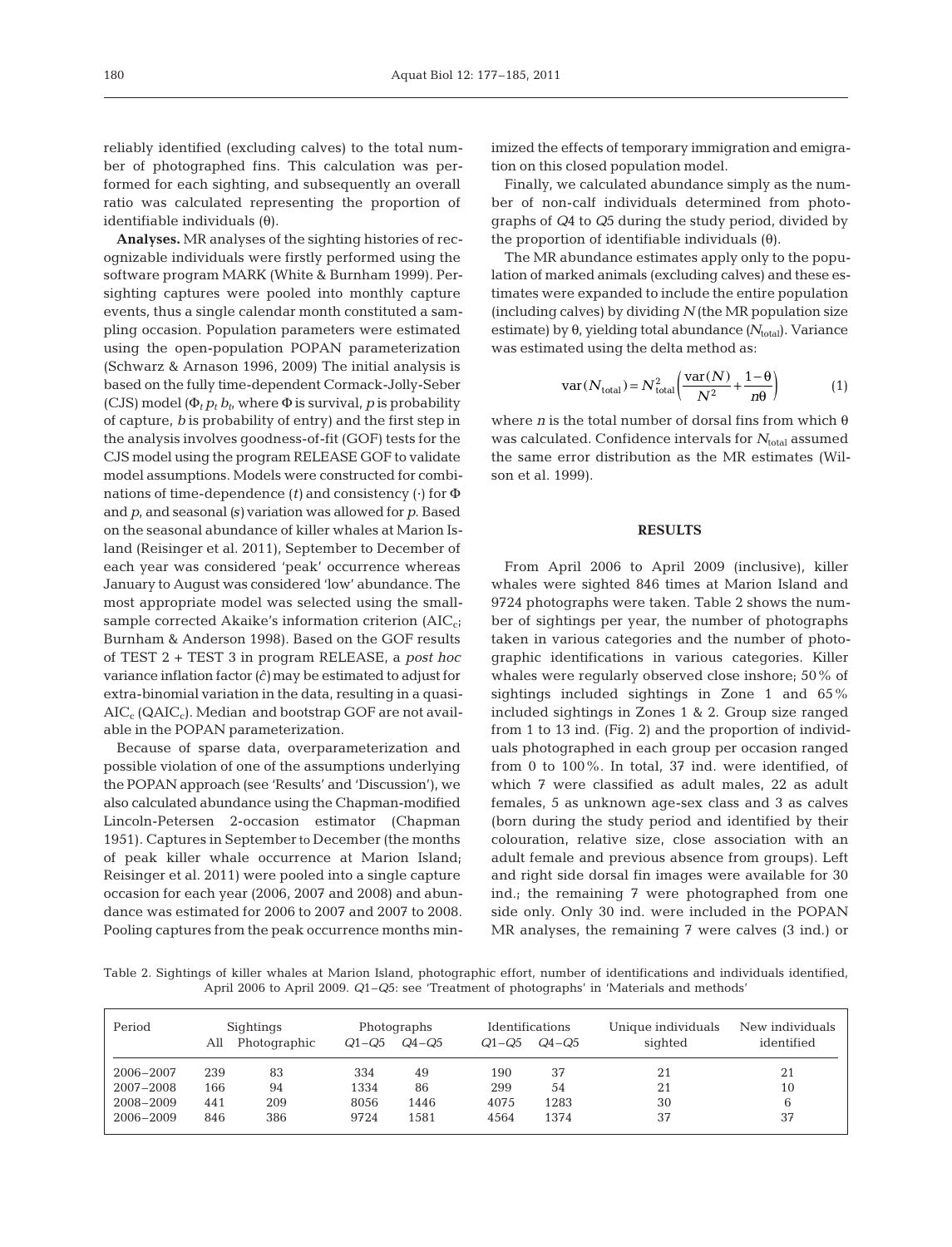reliably identified (excluding calves) to the total number of photographed fins. This calculation was performed for each sighting, and subsequently an overall ratio was calculated representing the proportion of identifiable individuals ($\theta$).

**Analyses.** MR analyses of the sighting histories of recognizable individuals were firstly performed using the software program MARK (White & Burnham 1999). Per-sighting captures were pooled into monthly capture events, thus a single calendar month constituted a sampling occasion. Population parameters were estimated using the open-population POPAN parameterization (Schwarz & Arnason 1996, 2009) The initial analysis is based on the fully time-dependent Cormack-Jolly-Seber (CJS) model ($\Phi_t\ p_t\ b_t$, where $\Phi$ is survival, $p$ is probability of capture, $b$ is probability of entry) and the first step in the analysis involves goodness-of-fit (GOF) tests for the CJS model using the program RELEASE GOF to validate model assumptions. Models were constructed for combinations of time-dependence ($t$) and consistency (·) for $\Phi$ and $p$, and seasonal ($s$) variation was allowed for $p$. Based on the seasonal abundance of killer whales at Marion Island (Reisinger et al. 2011), September to December of each year was considered 'peak' occurrence whereas January to August was considered 'low' abundance. The most appropriate model was selected using the small-sample corrected Akaike's information criterion ($AIC_c$; Burnham & Anderson 1998). Based on the GOF results of TEST 2 + TEST 3 in program RELEASE, a *post hoc* variance inflation factor ($\hat{c}$) may be estimated to adjust for extra-binomial variation in the data, resulting in a quasi-$AIC_c$ ($QAIC_c$). Median and bootstrap GOF are not available in the POPAN parameterization.

Because of sparse data, overparameterization and possible violation of one of the assumptions underlying the POPAN approach (see 'Results' and 'Discussion'), we also calculated abundance using the Chapman-modified Lincoln-Petersen 2-occasion estimator (Chapman 1951). Captures in September to December (the months of peak killer whale occurrence at Marion Island; Reisinger et al. 2011) were pooled into a single capture occasion for each year (2006, 2007 and 2008) and abundance was estimated for 2006 to 2007 and 2007 to 2008. Pooling captures from the peak occurrence months minimized the effects of temporary immigration and emigration on this closed population model.

Finally, we calculated abundance simply as the number of non-calf individuals determined from photographs of $Q4$ to $Q5$ during the study period, divided by the proportion of identifiable individuals ($\theta$).

The MR abundance estimates apply only to the population of marked animals (excluding calves) and these estimates were expanded to include the entire population (including calves) by dividing $N$ (the MR population size estimate) by $\theta$, yielding total abundance ($N_{\text{total}}$). Variance was estimated using the delta method as:

$$\text{var}(N_{\text{total}}) = N_{\text{total}}^2 \left( \frac{\text{var}(N)}{N^2} + \frac{1-\theta}{n\theta} \right) \qquad (1)$$

where $n$ is the total number of dorsal fins from which $\theta$ was calculated. Confidence intervals for $N_{\text{total}}$ assumed the same error distribution as the MR estimates (Wilson et al. 1999).

## RESULTS

From April 2006 to April 2009 (inclusive), killer whales were sighted 846 times at Marion Island and 9724 photographs were taken. Table 2 shows the number of sightings per year, the number of photographs taken in various categories and the number of photographic identifications in various categories. Killer whales were regularly observed close inshore; 50% of sightings included sightings in Zone 1 and 65% included sightings in Zones 1 & 2. Group size ranged from 1 to 13 ind. (Fig. 2) and the proportion of individuals photographed in each group per occasion ranged from 0 to 100%. In total, 37 ind. were identified, of which 7 were classified as adult males, 22 as adult females, 5 as unknown age-sex class and 3 as calves (born during the study period and identified by their colouration, relative size, close association with an adult female and previous absence from groups). Left and right side dorsal fin images were available for 30 ind.; the remaining 7 were photographed from one side only. Only 30 ind. were included in the POPAN MR analyses, the remaining 7 were calves (3 ind.) or

Table 2. Sightings of killer whales at Marion Island, photographic effort, number of identifications and individuals identified, April 2006 to April 2009. $Q1$–$Q5$: see 'Treatment of photographs' in 'Materials and methods'

| Period | Sightings | | Photographs | | Identifications | | Unique individuals sighted | New individuals identified |
|---|---|---|---|---|---|---|---|---|
| | All | Photographic | $Q1$–$Q5$ | $Q4$–$Q5$ | $Q1$–$Q5$ | $Q4$–$Q5$ | | |
| 2006–2007 | 239 | 83 | 334 | 49 | 190 | 37 | 21 | 21 |
| 2007–2008 | 166 | 94 | 1334 | 86 | 299 | 54 | 21 | 10 |
| 2008–2009 | 441 | 209 | 8056 | 1446 | 4075 | 1283 | 30 | 6 |
| 2006–2009 | 846 | 386 | 9724 | 1581 | 4564 | 1374 | 37 | 37 |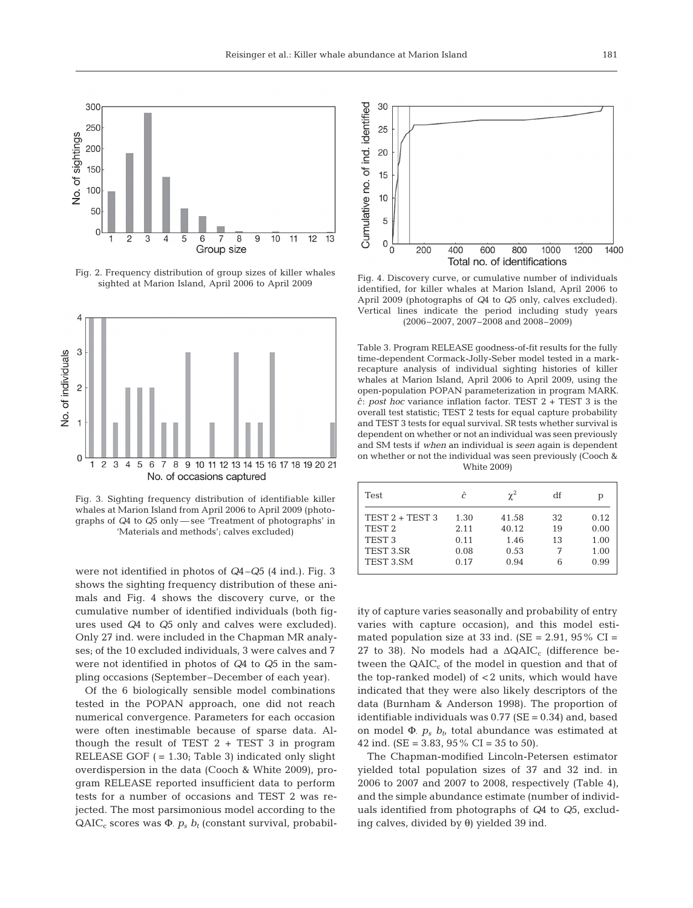Fig. 2. Frequency distribution of group sizes of killer whales sighted at Marion Island, April 2006 to April 2009

Fig. 3. Sighting frequency distribution of identifiable killer whales at Marion Island from April 2006 to April 2009 (photographs of *Q*4 to *Q*5 only — see 'Treatment of photographs' in 'Materials and methods'; calves excluded)

Fig. 4. Discovery curve, or cumulative number of individuals identified, for killer whales at Marion Island, April 2006 to April 2009 (photographs of *Q*4 to *Q*5 only, calves excluded). Vertical lines indicate the period including study years (2006–2007, 2007–2008 and 2008–2009)

were not identified in photos of *Q*4–*Q*5 (4 ind.). Fig. 3 shows the sighting frequency distribution of these animals and Fig. 4 shows the discovery curve, or the cumulative number of identified individuals (both figures used *Q*4 to *Q*5 only and calves were excluded). Only 27 ind. were included in the Chapman MR analyses; of the 10 excluded individuals, 3 were calves and 7 were not identified in photos of *Q*4 to *Q*5 in the sampling occasions (September–December of each year).

Of the 6 biologically sensible model combinations tested in the POPAN approach, one did not reach numerical convergence. Parameters for each occasion were often inestimable because of sparse data. Although the result of TEST 2 + TEST 3 in program RELEASE GOF ( = 1.30; Table 3) indicated only slight overdispersion in the data (Cooch & White 2009), program RELEASE reported insufficient data to perform tests for a number of occasions and TEST 2 was rejected. The most parsimonious model according to the $\text{QAIC}_c$ scores was $\Phi_{.}\ p_s\ b_t$ (constant survival, probability of capture varies seasonally and probability of entry varies with capture occasion), and this model estimated population size at 33 ind. (SE = 2.91, 95% CI = 27 to 38). No models had a $\Delta\text{QAIC}_c$ (difference between the $\text{QAIC}_c$ of the model in question and that of the top-ranked model) of <2 units, which would have indicated that they were also likely descriptors of the data (Burnham & Anderson 1998). The proportion of identifiable individuals was 0.77 (SE = 0.34) and, based on model $\Phi_{.}\ p_s\ b_t$, total abundance was estimated at 42 ind. (SE = 3.83, 95% CI = 35 to 50).

The Chapman-modified Lincoln-Petersen estimator yielded total population sizes of 37 and 32 ind. in 2006 to 2007 and 2007 to 2008, respectively (Table 4), and the simple abundance estimate (number of individuals identified from photographs of *Q*4 to *Q*5, excluding calves, divided by θ) yielded 39 ind.

Table 3. Program RELEASE goodness-of-fit results for the fully time-dependent Cormack-Jolly-Seber model tested in a mark-recapture analysis of individual sighting histories of killer whales at Marion Island, April 2006 to April 2009, using the open-population POPAN parameterization in program MARK. $\hat{c}$: *post hoc* variance inflation factor. TEST 2 + TEST 3 is the overall test statistic; TEST 2 tests for equal capture probability and TEST 3 tests for equal survival. SR tests whether survival is dependent on whether or not an individual was seen previously and SM tests if *when* an individual is *seen* again is dependent on whether or not the individual was seen previously (Cooch & White 2009)

| Test | $\hat{c}$ | $\chi^2$ | df | p |
|---|---|---|---|---|
| TEST 2 + TEST 3 | 1.30 | 41.58 | 32 | 0.12 |
| TEST 2 | 2.11 | 40.12 | 19 | 0.00 |
| TEST 3 | 0.11 | 1.46 | 13 | 1.00 |
| TEST 3.SR | 0.08 | 0.53 | 7 | 1.00 |
| TEST 3.SM | 0.17 | 0.94 | 6 | 0.99 |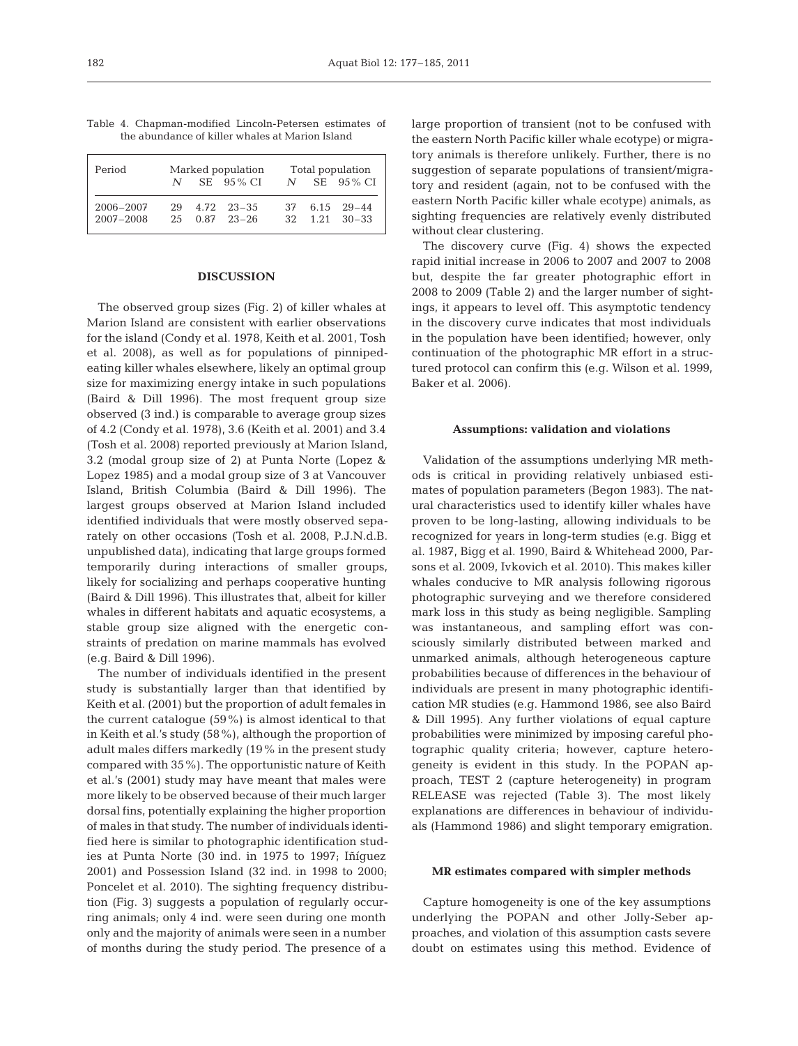Table 4. Chapman-modified Lincoln-Petersen estimates of the abundance of killer whales at Marion Island

| Period | Marked population | | | Total population | | |
|---|---|---|---|---|---|---|
| | $N$ | SE | 95% CI | $N$ | SE | 95% CI |
| 2006–2007 | 29 | 4.72 | 23–35 | 37 | 6.15 | 29–44 |
| 2007–2008 | 25 | 0.87 | 23–26 | 32 | 1.21 | 30–33 |

## DISCUSSION

The observed group sizes (Fig. 2) of killer whales at Marion Island are consistent with earlier observations for the island (Condy et al. 1978, Keith et al. 2001, Tosh et al. 2008), as well as for populations of pinniped-eating killer whales elsewhere, likely an optimal group size for maximizing energy intake in such populations (Baird & Dill 1996). The most frequent group size observed (3 ind.) is comparable to average group sizes of 4.2 (Condy et al. 1978), 3.6 (Keith et al. 2001) and 3.4 (Tosh et al. 2008) reported previously at Marion Island, 3.2 (modal group size of 2) at Punta Norte (Lopez & Lopez 1985) and a modal group size of 3 at Vancouver Island, British Columbia (Baird & Dill 1996). The largest groups observed at Marion Island included identified individuals that were mostly observed separately on other occasions (Tosh et al. 2008, P.J.N.d.B. unpublished data), indicating that large groups formed temporarily during interactions of smaller groups, likely for socializing and perhaps cooperative hunting (Baird & Dill 1996). This illustrates that, albeit for killer whales in different habitats and aquatic ecosystems, a stable group size aligned with the energetic constraints of predation on marine mammals has evolved (e.g. Baird & Dill 1996).

The number of individuals identified in the present study is substantially larger than that identified by Keith et al. (2001) but the proportion of adult females in the current catalogue (59%) is almost identical to that in Keith et al.'s study (58%), although the proportion of adult males differs markedly (19% in the present study compared with 35%). The opportunistic nature of Keith et al.'s (2001) study may have meant that males were more likely to be observed because of their much larger dorsal fins, potentially explaining the higher proportion of males in that study. The number of individuals identified here is similar to photographic identification studies at Punta Norte (30 ind. in 1975 to 1997; Iñíguez 2001) and Possession Island (32 ind. in 1998 to 2000; Poncelet et al. 2010). The sighting frequency distribution (Fig. 3) suggests a population of regularly occurring animals; only 4 ind. were seen during one month only and the majority of animals were seen in a number of months during the study period. The presence of a large proportion of transient (not to be confused with the eastern North Pacific killer whale ecotype) or migratory animals is therefore unlikely. Further, there is no suggestion of separate populations of transient/migratory and resident (again, not to be confused with the eastern North Pacific killer whale ecotype) animals, as sighting frequencies are relatively evenly distributed without clear clustering.

The discovery curve (Fig. 4) shows the expected rapid initial increase in 2006 to 2007 and 2007 to 2008 but, despite the far greater photographic effort in 2008 to 2009 (Table 2) and the larger number of sightings, it appears to level off. This asymptotic tendency in the discovery curve indicates that most individuals in the population have been identified; however, only continuation of the photographic MR effort in a structured protocol can confirm this (e.g. Wilson et al. 1999, Baker et al. 2006).

### Assumptions: validation and violations

Validation of the assumptions underlying MR methods is critical in providing relatively unbiased estimates of population parameters (Begon 1983). The natural characteristics used to identify killer whales have proven to be long-lasting, allowing individuals to be recognized for years in long-term studies (e.g. Bigg et al. 1987, Bigg et al. 1990, Baird & Whitehead 2000, Parsons et al. 2009, Ivkovich et al. 2010). This makes killer whales conducive to MR analysis following rigorous photographic surveying and we therefore considered mark loss in this study as being negligible. Sampling was instantaneous, and sampling effort was consciously similarly distributed between marked and unmarked animals, although heterogeneous capture probabilities because of differences in the behaviour of individuals are present in many photographic identification MR studies (e.g. Hammond 1986, see also Baird & Dill 1995). Any further violations of equal capture probabilities were minimized by imposing careful photographic quality criteria; however, capture heterogeneity is evident in this study. In the POPAN approach, TEST 2 (capture heterogeneity) in program RELEASE was rejected (Table 3). The most likely explanations are differences in behaviour of individuals (Hammond 1986) and slight temporary emigration.

### MR estimates compared with simpler methods

Capture homogeneity is one of the key assumptions underlying the POPAN and other Jolly-Seber approaches, and violation of this assumption casts severe doubt on estimates using this method. Evidence of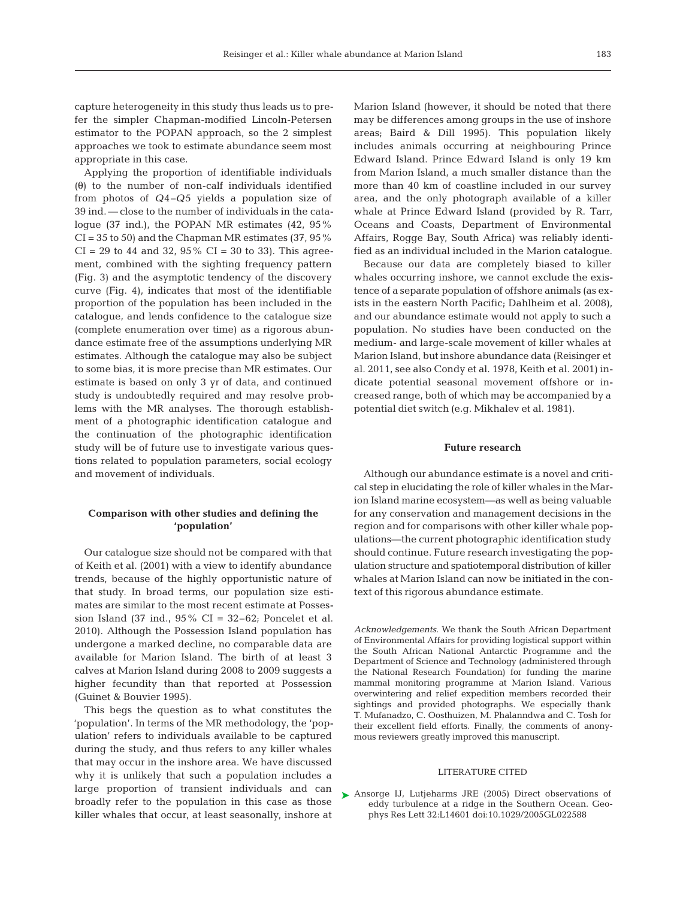capture heterogeneity in this study thus leads us to prefer the simpler Chapman-modified Lincoln-Petersen estimator to the POPAN approach, so the 2 simplest approaches we took to estimate abundance seem most appropriate in this case.

Applying the proportion of identifiable individuals ($\theta$) to the number of non-calf individuals identified from photos of $Q4$–$Q5$ yields a population size of 39 ind. — close to the number of individuals in the catalogue (37 ind.), the POPAN MR estimates (42, 95% CI = 35 to 50) and the Chapman MR estimates (37, 95% CI = 29 to 44 and 32, 95% CI = 30 to 33). This agreement, combined with the sighting frequency pattern (Fig. 3) and the asymptotic tendency of the discovery curve (Fig. 4), indicates that most of the identifiable proportion of the population has been included in the catalogue, and lends confidence to the catalogue size (complete enumeration over time) as a rigorous abundance estimate free of the assumptions underlying MR estimates. Although the catalogue may also be subject to some bias, it is more precise than MR estimates. Our estimate is based on only 3 yr of data, and continued study is undoubtedly required and may resolve problems with the MR analyses. The thorough establishment of a photographic identification catalogue and the continuation of the photographic identification study will be of future use to investigate various questions related to population parameters, social ecology and movement of individuals.

### Comparison with other studies and defining the 'population'

Our catalogue size should not be compared with that of Keith et al. (2001) with a view to identify abundance trends, because of the highly opportunistic nature of that study. In broad terms, our population size estimates are similar to the most recent estimate at Possession Island (37 ind., 95% CI = 32–62; Poncelet et al. 2010). Although the Possession Island population has undergone a marked decline, no comparable data are available for Marion Island. The birth of at least 3 calves at Marion Island during 2008 to 2009 suggests a higher fecundity than that reported at Possession (Guinet & Bouvier 1995).

This begs the question as to what constitutes the 'population'. In terms of the MR methodology, the 'population' refers to individuals available to be captured during the study, and thus refers to any killer whales that may occur in the inshore area. We have discussed why it is unlikely that such a population includes a large proportion of transient individuals and can broadly refer to the population in this case as those killer whales that occur, at least seasonally, inshore at Marion Island (however, it should be noted that there may be differences among groups in the use of inshore areas; Baird & Dill 1995). This population likely includes animals occurring at neighbouring Prince Edward Island. Prince Edward Island is only 19 km from Marion Island, a much smaller distance than the more than 40 km of coastline included in our survey area, and the only photograph available of a killer whale at Prince Edward Island (provided by R. Tarr, Oceans and Coasts, Department of Environmental Affairs, Rogge Bay, South Africa) was reliably identified as an individual included in the Marion catalogue.

Because our data are completely biased to killer whales occurring inshore, we cannot exclude the existence of a separate population of offshore animals (as exists in the eastern North Pacific; Dahlheim et al. 2008), and our abundance estimate would not apply to such a population. No studies have been conducted on the medium- and large-scale movement of killer whales at Marion Island, but inshore abundance data (Reisinger et al. 2011, see also Condy et al. 1978, Keith et al. 2001) indicate potential seasonal movement offshore or increased range, both of which may be accompanied by a potential diet switch (e.g. Mikhalev et al. 1981).

### Future research

Although our abundance estimate is a novel and critical step in elucidating the role of killer whales in the Marion Island marine ecosystem—as well as being valuable for any conservation and management decisions in the region and for comparisons with other killer whale populations—the current photographic identification study should continue. Future research investigating the population structure and spatiotemporal distribution of killer whales at Marion Island can now be initiated in the context of this rigorous abundance estimate.

*Acknowledgements.* We thank the South African Department of Environmental Affairs for providing logistical support within the South African National Antarctic Programme and the Department of Science and Technology (administered through the National Research Foundation) for funding the marine mammal monitoring programme at Marion Island. Various overwintering and relief expedition members recorded their sightings and provided photographs. We especially thank T. Mufanadzo, C. Oosthuizen, M. Phalanndwa and C. Tosh for their excellent field efforts. Finally, the comments of anonymous reviewers greatly improved this manuscript.

## LITERATURE CITED

- Ansorge IJ, Lutjeharms JRE (2005) Direct observations of eddy turbulence at a ridge in the Southern Ocean. Geophys Res Lett 32:L14601 doi:10.1029/2005GL022588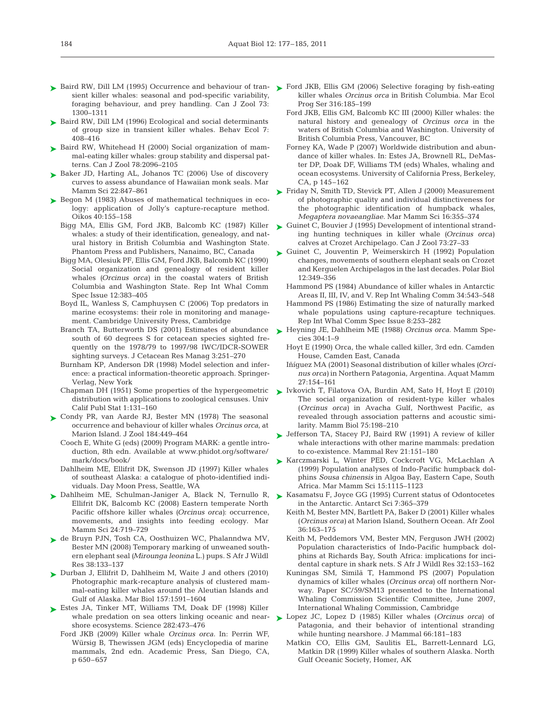Baird RW, Dill LM (1995) Occurrence and behaviour of transient killer whales: seasonal and pod-specific variability, foraging behaviour, and prey handling. Can J Zool 73: 1300–1311

Baird RW, Dill LM (1996) Ecological and social determinants of group size in transient killer whales. Behav Ecol 7: 408–416

Baird RW, Whitehead H (2000) Social organization of mammal-eating killer whales: group stability and dispersal patterns. Can J Zool 78:2096–2105

Baker JD, Harting AL, Johanos TC (2006) Use of discovery curves to assess abundance of Hawaiian monk seals. Mar Mamm Sci 22:847–861

Begon M (1983) Abuses of mathematical techniques in ecology: application of Jolly's capture-recapture method. Oikos 40:155–158

Bigg MA, Ellis GM, Ford JKB, Balcomb KC (1987) Killer whales: a study of their identification, genealogy, and natural history in British Columbia and Washington State. Phantom Press and Publishers, Nanaimo, BC, Canada

Bigg MA, Olesiuk PF, Ellis GM, Ford JKB, Balcomb KC (1990) Social organization and genealogy of resident killer whales (*Orcinus orca*) in the coastal waters of British Columbia and Washington State. Rep Int Whal Comm Spec Issue 12:383–405

Boyd IL, Wanless S, Camphuysen C (2006) Top predators in marine ecosystems: their role in monitoring and management. Cambridge University Press, Cambridge

Branch TA, Butterworth DS (2001) Estimates of abundance south of 60 degrees S for cetacean species sighted frequently on the 1978/79 to 1997/98 IWC/IDCR-SOWER sighting surveys. J Cetacean Res Manag 3:251–270

Burnham KP, Anderson DR (1998) Model selection and inference: a practical information-theoretic approach. Springer-Verlag, New York

Chapman DH (1951) Some properties of the hypergeometric distribution with applications to zoological censuses. Univ Calif Publ Stat 1:131–160

Condy PR, van Aarde RJ, Bester MN (1978) The seasonal occurrence and behaviour of killer whales *Orcinus orca*, at Marion Island. J Zool 184:449–464

Cooch E, White G (eds) (2009) Program MARK: a gentle introduction, 8th edn. Available at www.phidot.org/software/mark/docs/book/

Dahlheim ME, Ellifrit DK, Swenson JD (1997) Killer whales of southeast Alaska: a catalogue of photo-identified individuals. Day Moon Press, Seattle, WA

Dahlheim ME, Schulman-Janiger A, Black N, Ternullo R, Ellifrit DK, Balcomb KC (2008) Eastern temperate North Pacific offshore killer whales (*Orcinus orca*): occurrence, movements, and insights into feeding ecology. Mar Mamm Sci 24:719–729

de Bruyn PJN, Tosh CA, Oosthuizen WC, Phalanndwa MV, Bester MN (2008) Temporary marking of unweaned southern elephant seal (*Mirounga leonina* L.) pups. S Afr J Wildl Res 38:133–137

Durban J, Ellifrit D, Dahlheim M, Waite J and others (2010) Photographic mark-recapture analysis of clustered mammal-eating killer whales around the Aleutian Islands and Gulf of Alaska. Mar Biol 157:1591–1604

Estes JA, Tinker MT, Williams TM, Doak DF (1998) Killer whale predation on sea otters linking oceanic and nearshore ecosystems. Science 282:473–476

Ford JKB (2009) Killer whale *Orcinus orca*. In: Perrin WF, Würsig B, Thewissen JGM (eds) Encyclopedia of marine mammals, 2nd edn. Academic Press, San Diego, CA, p 650–657

Ford JKB, Ellis GM (2006) Selective foraging by fish-eating killer whales *Orcinus orca* in British Columbia. Mar Ecol Prog Ser 316:185–199

Ford JKB, Ellis GM, Balcomb KC III (2000) Killer whales: the natural history and genealogy of *Orcinus orca* in the waters of British Columbia and Washington. University of British Columbia Press, Vancouver, BC

Forney KA, Wade P (2007) Worldwide distribution and abundance of killer whales. In: Estes JA, Brownell RL, DeMaster DP, Doak DF, Williams TM (eds) Whales, whaling and ocean ecosystems. University of California Press, Berkeley, CA, p 145–162

Friday N, Smith TD, Stevick PT, Allen J (2000) Measurement of photographic quality and individual distinctiveness for the photographic identification of humpback whales, *Megaptera novaeangliae*. Mar Mamm Sci 16:355–374

Guinet C, Bouvier J (1995) Development of intentional stranding hunting techniques in killer whale (*Orcinus orca*) calves at Crozet Archipelago. Can J Zool 73:27–33

Guinet C, Jouventin P, Weimerskirch H (1992) Population changes, movements of southern elephant seals on Crozet and Kerguelen Archipelagos in the last decades. Polar Biol 12:349–356

Hammond PS (1984) Abundance of killer whales in Antarctic Areas II, III, IV, and V. Rep Int Whaling Comm 34:543–548

Hammond PS (1986) Estimating the size of naturally marked whale populations using capture-recapture techniques. Rep Int Whal Comm Spec Issue 8:253–282

Heyning JE, Dahlheim ME (1988) *Orcinus orca*. Mamm Species 304:1–9

Hoyt E (1990) Orca, the whale called killer, 3rd edn. Camden House, Camden East, Canada

Iñíguez MA (2001) Seasonal distribution of killer whales (*Orcinus orca*) in Northern Patagonia, Argentina. Aquat Mamm 27:154–161

Ivkovich T, Filatova OA, Burdin AM, Sato H, Hoyt E (2010) The social organization of resident-type killer whales (*Orcinus orca*) in Avacha Gulf, Northwest Pacific, as revealed through association patterns and acoustic similarity. Mamm Biol 75:198–210

Jefferson TA, Stacey PJ, Baird RW (1991) A review of killer whale interactions with other marine mammals: predation to co-existence. Mammal Rev 21:151–180

Karczmarski L, Winter PED, Cockcroft VG, McLachlan A (1999) Population analyses of Indo-Pacific humpback dolphins *Sousa chinensis* in Algoa Bay, Eastern Cape, South Africa. Mar Mamm Sci 15:1115–1123

Kasamatsu F, Joyce GG (1995) Current status of Odontocetes in the Antarctic. Antarct Sci 7:365–379

Keith M, Bester MN, Bartlett PA, Baker D (2001) Killer whales (*Orcinus orca*) at Marion Island, Southern Ocean. Afr Zool 36:163–175

Keith M, Peddemors VM, Bester MN, Ferguson JWH (2002) Population characteristics of Indo-Pacific humpback dolphins at Richards Bay, South Africa: implications for incidental capture in shark nets. S Afr J Wildl Res 32:153–162

Kuningas SM, Similä T, Hammond PS (2007) Population dynamics of killer whales (*Orcinus orca*) off northern Norway. Paper SC/59/SM13 presented to the International Whaling Commission Scientific Committee, June 2007, International Whaling Commission, Cambridge

Lopez JC, Lopez D (1985) Killer whales (*Orcinus orca*) of Patagonia, and their behavior of intentional stranding while hunting nearshore. J Mammal 66:181–183

Matkin CO, Ellis GM, Saulitis EL, Barrett-Lennard LG, Matkin DR (1999) Killer whales of southern Alaska. North Gulf Oceanic Society, Homer, AK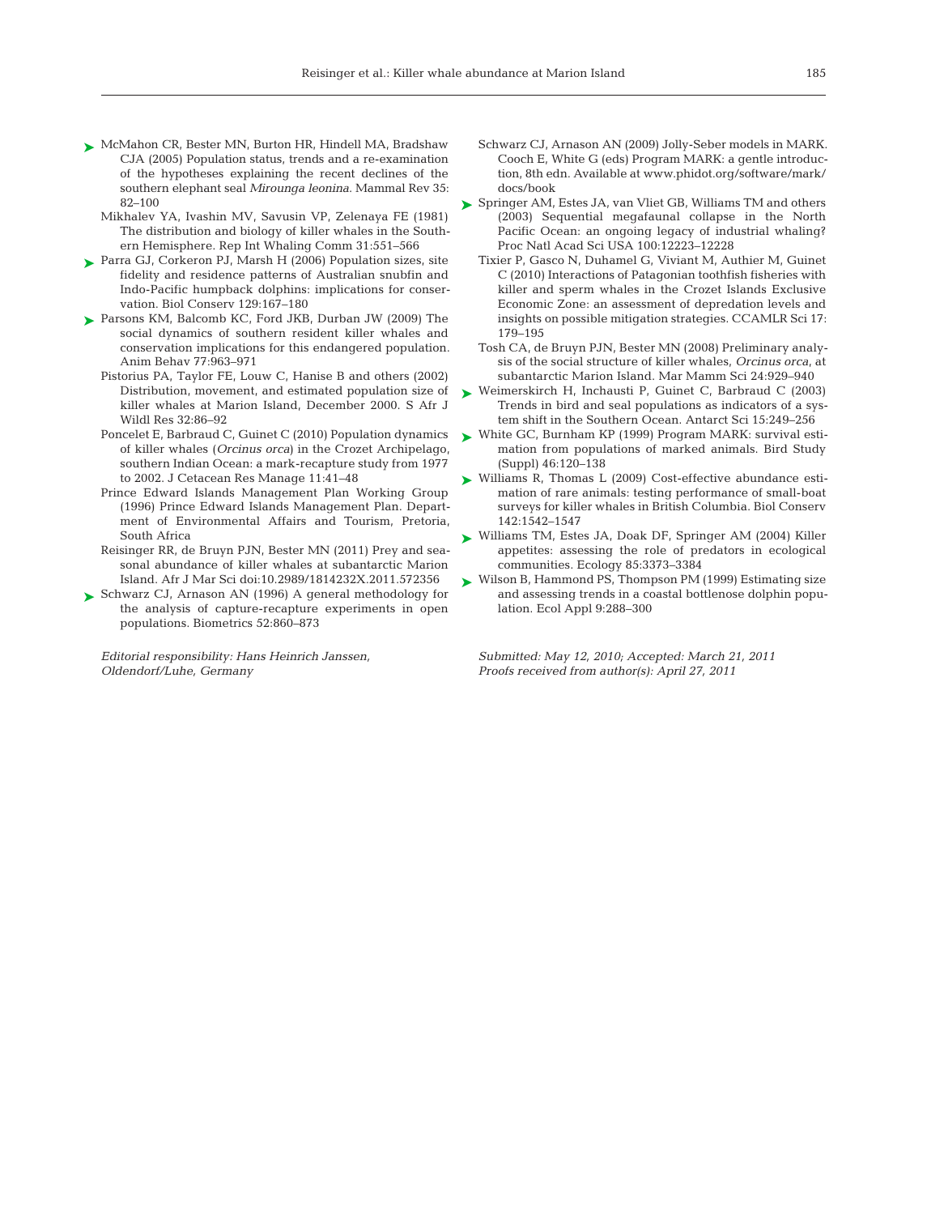McMahon CR, Bester MN, Burton HR, Hindell MA, Bradshaw CJA (2005) Population status, trends and a re-examination of the hypotheses explaining the recent declines of the southern elephant seal *Mirounga leonina*. Mammal Rev 35: 82–100

Mikhalev YA, Ivashin MV, Savusin VP, Zelenaya FE (1981) The distribution and biology of killer whales in the Southern Hemisphere. Rep Int Whaling Comm 31:551–566

Parra GJ, Corkeron PJ, Marsh H (2006) Population sizes, site fidelity and residence patterns of Australian snubfin and Indo-Pacific humpback dolphins: implications for conservation. Biol Conserv 129:167–180

Parsons KM, Balcomb KC, Ford JKB, Durban JW (2009) The social dynamics of southern resident killer whales and conservation implications for this endangered population. Anim Behav 77:963–971

Pistorius PA, Taylor FE, Louw C, Hanise B and others (2002) Distribution, movement, and estimated population size of killer whales at Marion Island, December 2000. S Afr J Wildl Res 32:86–92

Poncelet E, Barbraud C, Guinet C (2010) Population dynamics of killer whales (*Orcinus orca*) in the Crozet Archipelago, southern Indian Ocean: a mark-recapture study from 1977 to 2002. J Cetacean Res Manage 11:41–48

Prince Edward Islands Management Plan Working Group (1996) Prince Edward Islands Management Plan. Department of Environmental Affairs and Tourism, Pretoria, South Africa

Reisinger RR, de Bruyn PJN, Bester MN (2011) Prey and seasonal abundance of killer whales at subantarctic Marion Island. Afr J Mar Sci doi:10.2989/1814232X.2011.572356

Schwarz CJ, Arnason AN (1996) A general methodology for the analysis of capture-recapture experiments in open populations. Biometrics 52:860–873

Schwarz CJ, Arnason AN (2009) Jolly-Seber models in MARK. Cooch E, White G (eds) Program MARK: a gentle introduction, 8th edn. Available at www.phidot.org/software/mark/docs/book

Springer AM, Estes JA, van Vliet GB, Williams TM and others (2003) Sequential megafaunal collapse in the North Pacific Ocean: an ongoing legacy of industrial whaling? Proc Natl Acad Sci USA 100:12223–12228

Tixier P, Gasco N, Duhamel G, Viviant M, Authier M, Guinet C (2010) Interactions of Patagonian toothfish fisheries with killer and sperm whales in the Crozet Islands Exclusive Economic Zone: an assessment of depredation levels and insights on possible mitigation strategies. CCAMLR Sci 17: 179–195

Tosh CA, de Bruyn PJN, Bester MN (2008) Preliminary analysis of the social structure of killer whales, *Orcinus orca*, at subantarctic Marion Island. Mar Mamm Sci 24:929–940

Weimerskirch H, Inchausti P, Guinet C, Barbraud C (2003) Trends in bird and seal populations as indicators of a system shift in the Southern Ocean. Antarct Sci 15:249–256

White GC, Burnham KP (1999) Program MARK: survival estimation from populations of marked animals. Bird Study (Suppl) 46:120–138

Williams R, Thomas L (2009) Cost-effective abundance estimation of rare animals: testing performance of small-boat surveys for killer whales in British Columbia. Biol Conserv 142:1542–1547

Williams TM, Estes JA, Doak DF, Springer AM (2004) Killer appetites: assessing the role of predators in ecological communities. Ecology 85:3373–3384

Wilson B, Hammond PS, Thompson PM (1999) Estimating size and assessing trends in a coastal bottlenose dolphin population. Ecol Appl 9:288–300

*Editorial responsibility: Hans Heinrich Janssen, Oldendorf/Luhe, Germany*

*Submitted: May 12, 2010; Accepted: March 21, 2011*
*Proofs received from author(s): April 27, 2011*